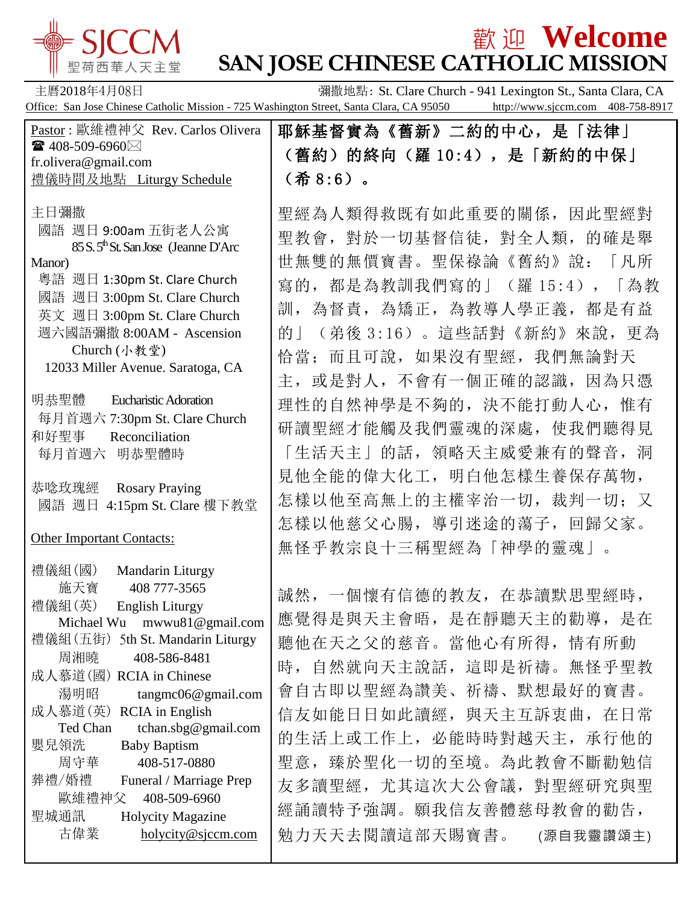# SJCCM 聖荷西華人天主堂

# 歡迎 Welcome
# SAN JOSE CHINESE CATHOLIC MISSION

主曆2018年4月08日　　彌撒地點: St. Clare Church - 941 Lexington St., Santa Clara, CA

Office: San Jose Chinese Catholic Mission - 725 Washington Street, Santa Clara, CA 95050　http://www.sjccm.com　408-758-8917

Pastor : 歐維禮神父 Rev. Carlos Olivera
☎ 408-509-6960 ✉ fr.olivera@gmail.com

禮儀時間及地點 Liturgy Schedule

主日彌撒
- 國語 週日 9:00am 五街老人公寓 85 S. 5th St. San Jose (Jeanne D'Arc Manor)
- 粵語 週日 1:30pm St. Clare Church
- 國語 週日 3:00pm St. Clare Church
- 英文 週日 3:00pm St. Clare Church
- 週六國語彌撒 8:00AM - Ascension Church (小教堂) 12033 Miller Avenue. Saratoga, CA

明恭聖體 Eucharistic Adoration
- 每月首週六 7:30pm St. Clare Church

和好聖事 Reconciliation
- 每月首週六 明恭聖體時

恭唸玫瑰經 Rosary Praying
- 國語 週日 4:15pm St. Clare 樓下教堂

Other Important Contacts:

- 禮儀組(國) Mandarin Liturgy — 施天寶 408 777-3565
- 禮儀組(英) English Liturgy — Michael Wu mwwu81@gmail.com
- 禮儀組(五街) 5th St. Mandarin Liturgy — 周湘曉 408-586-8481
- 成人慕道(國) RCIA in Chinese — 湯明昭 tangmc06@gmail.com
- 成人慕道(英) RCIA in English — Ted Chan tchan.sbg@gmail.com
- 嬰兒領洗 Baby Baptism — 周守華 408-517-0880
- 葬禮/婚禮 Funeral / Marriage Prep — 歐維禮神父 408-509-6960
- 聖城通訊 Holycity Magazine — 古偉業 holycity@sjccm.com

**耶穌基督實為《舊新》二約的中心，是「法律」（舊約）的終向（羅 10:4），是「新約的中保」（希 8:6）。**

聖經為人類得救既有如此重要的關係，因此聖經對聖教會，對於一切基督信徒，對全人類，的確是舉世無雙的無價寶書。聖保祿論《舊約》說：「凡所寫的，都是為教訓我們寫的」（羅 15:4），「為教訓，為督責，為矯正，為教導人學正義，都是有益的」（弟後 3:16）。這些話對《新約》來說，更為恰當；而且可說，如果沒有聖經，我們無論對天主，或是對人，不會有一個正確的認識，因為只憑理性的自然神學是不夠的，決不能打動人心，惟有研讀聖經才能觸及我們靈魂的深處，使我們聽得見「生活天主」的話，領略天主威愛兼有的聲音，洞見他全能的偉大化工，明白他怎樣生養保存萬物，怎樣以他至高無上的主權宰治一切，裁判一切；又怎樣以他慈父心腸，導引迷途的蕩子，回歸父家。無怪乎教宗良十三稱聖經為「神學的靈魂」。

誠然，一個懷有信德的教友，在恭讀默思聖經時，應覺得是與天主會晤，是在靜聽天主的勸導，是在聽他在天之父的慈音。當他心有所得，情有所動時，自然就向天主說話，這即是祈禱。無怪乎聖教會自古即以聖經為讚美、祈禱、默想最好的寶書。信友如能日日如此讀經，與天主互訴衷曲，在日常的生活上或工作上，必能時時對越天主，承行他的聖意，臻於聖化一切的至境。為此教會不斷勸勉信友多讀聖經，尤其這次大公會議，對聖經研究與聖經誦讀特予強調。願我信友善體慈母教會的勸告，勉力天天去閱讀這部天賜寶書。 (源自我靈讚頌主)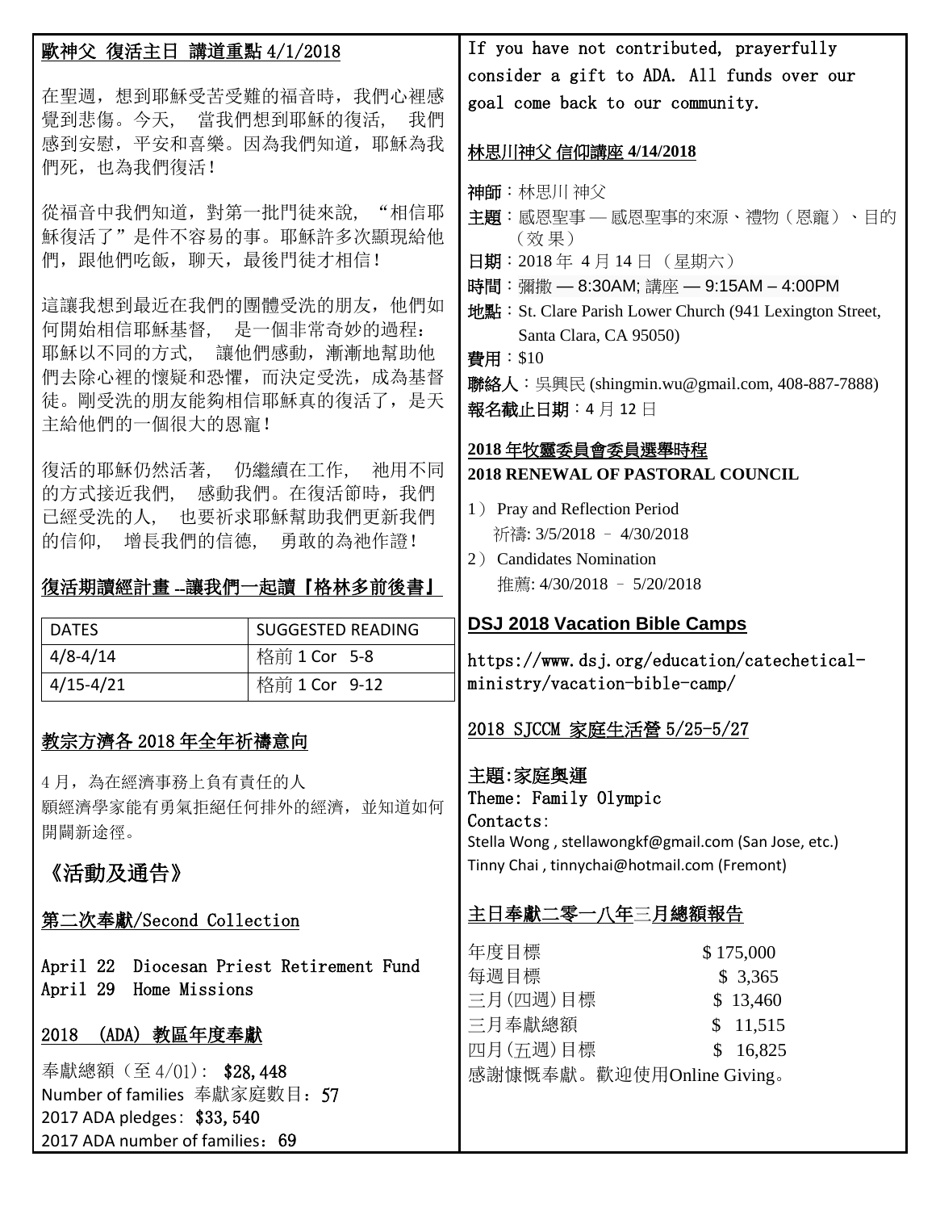## 歐神父 復活主日 講道重點 4/1/2018

在聖週，想到耶穌受苦受難的福音時，我們心裡感覺到悲傷。今天， 當我們想到耶穌的復活， 我們感到安慰，平安和喜樂。因為我們知道，耶穌為我們死，也為我們復活！

從福音中我們知道，對第一批門徒來說，“相信耶穌復活了”是件不容易的事。耶穌許多次顯現給他們，跟他們吃飯，聊天，最後門徒才相信！

這讓我想到最近在我們的團體受洗的朋友，他們如何開始相信耶穌基督， 是一個非常奇妙的過程：耶穌以不同的方式， 讓他們感動，漸漸地幫助他們去除心裡的懷疑和恐懼，而決定受洗，成為基督徒。剛受洗的朋友能夠相信耶穌真的復活了，是天主給他們的一個很大的恩寵！

復活的耶穌仍然活著， 仍繼續在工作， 祂用不同的方式接近我們， 感動我們。在復活節時，我們已經受洗的人， 也要祈求耶穌幫助我們更新我們的信仰， 增長我們的信德， 勇敢的為祂作證！

## 復活期讀經計畫 --讓我們一起讀『格林多前後書』

| DATES | SUGGESTED READING |
| --- | --- |
| 4/8-4/14 | 格前 1 Cor 5-8 |
| 4/15-4/21 | 格前 1 Cor 9-12 |

## 教宗方濟各 2018 年全年祈禱意向

4 月，為在經濟事務上負有責任的人
願經濟學家能有勇氣拒絕任何排外的經濟，並知道如何開闢新途徑。

# 《活動及通告》

## 第二次奉獻/Second Collection

April 22 Diocesan Priest Retirement Fund
April 29 Home Missions

## 2018 (ADA) 教區年度奉獻

奉獻總額（至 4/01）: **$28,448**
Number of families 奉獻家庭數目：**57**
2017 ADA pledges：**$33,540**
2017 ADA number of families：**69**

If you have not contributed, prayerfully consider a gift to ADA. All funds over our goal come back to our community.

## 林思川神父 信仰講座 4/14/2018

**神師**：林思川 神父
**主題**：感恩聖事 — 感恩聖事的來源、禮物（恩寵）、目的（效果）
**日期**：2018 年 4 月 14 日（星期六）
**時間**：彌撒 — 8:30AM; 講座 — 9:15AM – 4:00PM
**地點**：St. Clare Parish Lower Church (941 Lexington Street, Santa Clara, CA 95050)
**費用**：$10
**聯絡人**：吳興民 (shingmin.wu@gmail.com, 408-887-7888)
**報名截止日期**：4 月 12 日

## 2018 年牧靈委員會委員選舉時程
## 2018 RENEWAL OF PASTORAL COUNCIL

1） Pray and Reflection Period
祈禱: 3/5/2018 – 4/30/2018
2） Candidates Nomination
推薦: 4/30/2018 – 5/20/2018

## DSJ 2018 Vacation Bible Camps

https://www.dsj.org/education/catechetical-ministry/vacation-bible-camp/

## 2018 SJCCM 家庭生活營 5/25-5/27

**主題:家庭奧運**
Theme: Family Olympic
Contacts:
Stella Wong , stellawongkf@gmail.com (San Jose, etc.)
Tinny Chai , tinnychai@hotmail.com (Fremont)

## 主日奉獻二零一八年三月總額報告

| | |
| --- | --- |
| 年度目標 | $ 175,000 |
| 每週目標 | $ 3,365 |
| 三月(四週)目標 | $ 13,460 |
| 三月奉獻總額 | $ 11,515 |
| 四月(五週)目標 | $ 16,825 |

感謝慷慨奉獻。歡迎使用Online Giving。